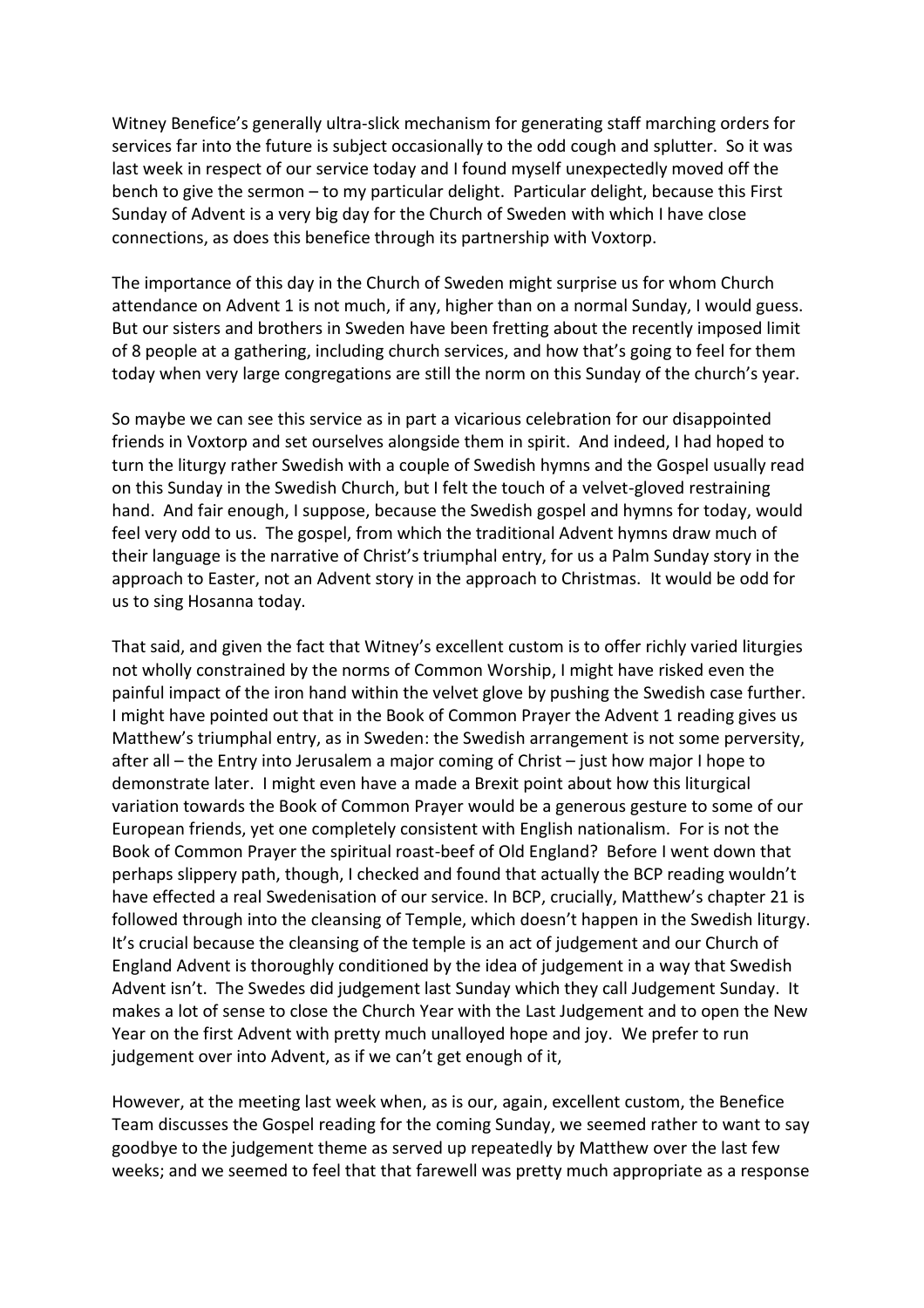Witney Benefice's generally ultra-slick mechanism for generating staff marching orders for services far into the future is subject occasionally to the odd cough and splutter. So it was last week in respect of our service today and I found myself unexpectedly moved off the bench to give the sermon – to my particular delight. Particular delight, because this First Sunday of Advent is a very big day for the Church of Sweden with which I have close connections, as does this benefice through its partnership with Voxtorp.

The importance of this day in the Church of Sweden might surprise us for whom Church attendance on Advent 1 is not much, if any, higher than on a normal Sunday, I would guess. But our sisters and brothers in Sweden have been fretting about the recently imposed limit of 8 people at a gathering, including church services, and how that's going to feel for them today when very large congregations are still the norm on this Sunday of the church's year.

So maybe we can see this service as in part a vicarious celebration for our disappointed friends in Voxtorp and set ourselves alongside them in spirit. And indeed, I had hoped to turn the liturgy rather Swedish with a couple of Swedish hymns and the Gospel usually read on this Sunday in the Swedish Church, but I felt the touch of a velvet-gloved restraining hand. And fair enough, I suppose, because the Swedish gospel and hymns for today, would feel very odd to us. The gospel, from which the traditional Advent hymns draw much of their language is the narrative of Christ's triumphal entry, for us a Palm Sunday story in the approach to Easter, not an Advent story in the approach to Christmas. It would be odd for us to sing Hosanna today.

That said, and given the fact that Witney's excellent custom is to offer richly varied liturgies not wholly constrained by the norms of Common Worship, I might have risked even the painful impact of the iron hand within the velvet glove by pushing the Swedish case further. I might have pointed out that in the Book of Common Prayer the Advent 1 reading gives us Matthew's triumphal entry, as in Sweden: the Swedish arrangement is not some perversity, after all – the Entry into Jerusalem a major coming of Christ – just how major I hope to demonstrate later. I might even have a made a Brexit point about how this liturgical variation towards the Book of Common Prayer would be a generous gesture to some of our European friends, yet one completely consistent with English nationalism. For is not the Book of Common Prayer the spiritual roast-beef of Old England? Before I went down that perhaps slippery path, though, I checked and found that actually the BCP reading wouldn't have effected a real Swedenisation of our service. In BCP, crucially, Matthew's chapter 21 is followed through into the cleansing of Temple, which doesn't happen in the Swedish liturgy. It's crucial because the cleansing of the temple is an act of judgement and our Church of England Advent is thoroughly conditioned by the idea of judgement in a way that Swedish Advent isn't. The Swedes did judgement last Sunday which they call Judgement Sunday. It makes a lot of sense to close the Church Year with the Last Judgement and to open the New Year on the first Advent with pretty much unalloyed hope and joy. We prefer to run judgement over into Advent, as if we can't get enough of it,

However, at the meeting last week when, as is our, again, excellent custom, the Benefice Team discusses the Gospel reading for the coming Sunday, we seemed rather to want to say goodbye to the judgement theme as served up repeatedly by Matthew over the last few weeks; and we seemed to feel that that farewell was pretty much appropriate as a response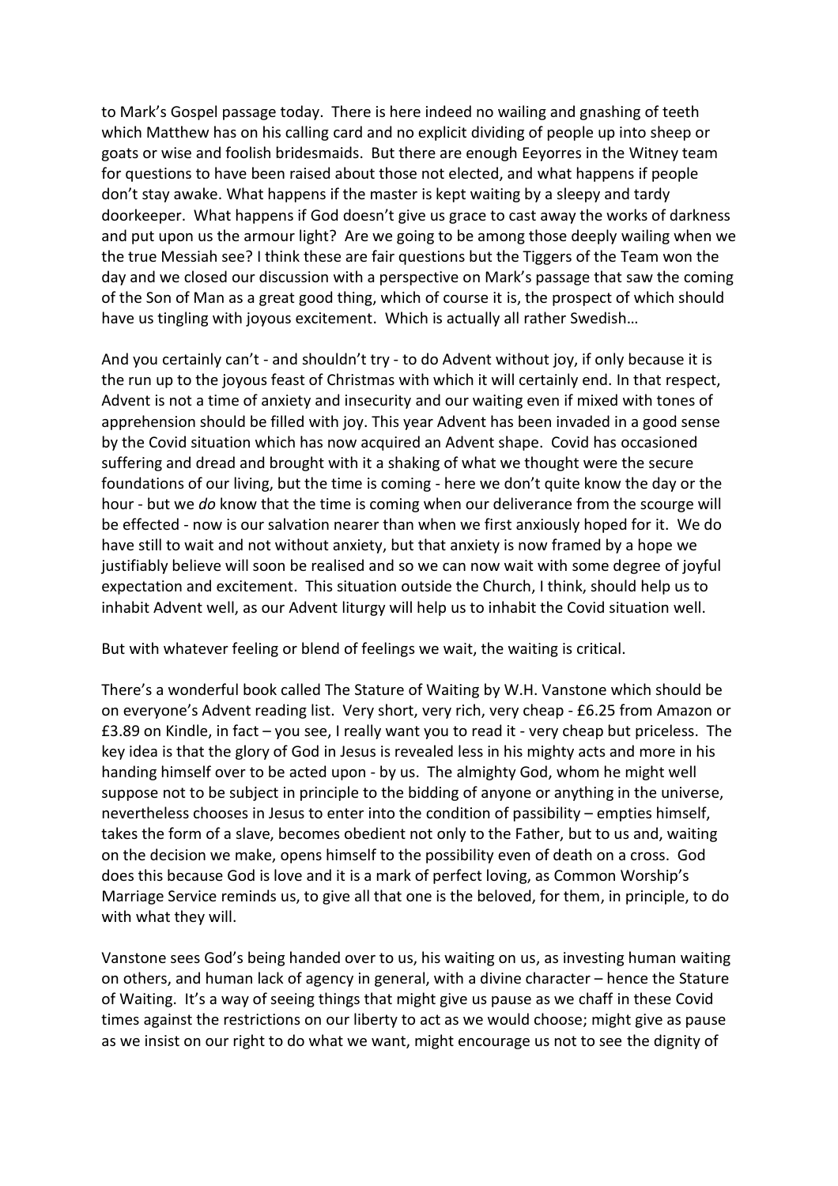to Mark's Gospel passage today. There is here indeed no wailing and gnashing of teeth which Matthew has on his calling card and no explicit dividing of people up into sheep or goats or wise and foolish bridesmaids. But there are enough Eeyorres in the Witney team for questions to have been raised about those not elected, and what happens if people don't stay awake. What happens if the master is kept waiting by a sleepy and tardy doorkeeper. What happens if God doesn't give us grace to cast away the works of darkness and put upon us the armour light? Are we going to be among those deeply wailing when we the true Messiah see? I think these are fair questions but the Tiggers of the Team won the day and we closed our discussion with a perspective on Mark's passage that saw the coming of the Son of Man as a great good thing, which of course it is, the prospect of which should have us tingling with joyous excitement. Which is actually all rather Swedish…

And you certainly can't - and shouldn't try - to do Advent without joy, if only because it is the run up to the joyous feast of Christmas with which it will certainly end. In that respect, Advent is not a time of anxiety and insecurity and our waiting even if mixed with tones of apprehension should be filled with joy. This year Advent has been invaded in a good sense by the Covid situation which has now acquired an Advent shape. Covid has occasioned suffering and dread and brought with it a shaking of what we thought were the secure foundations of our living, but the time is coming - here we don't quite know the day or the hour - but we *do* know that the time is coming when our deliverance from the scourge will be effected - now is our salvation nearer than when we first anxiously hoped for it. We do have still to wait and not without anxiety, but that anxiety is now framed by a hope we justifiably believe will soon be realised and so we can now wait with some degree of joyful expectation and excitement. This situation outside the Church, I think, should help us to inhabit Advent well, as our Advent liturgy will help us to inhabit the Covid situation well.

But with whatever feeling or blend of feelings we wait, the waiting is critical.

There's a wonderful book called The Stature of Waiting by W.H. Vanstone which should be on everyone's Advent reading list. Very short, very rich, very cheap - £6.25 from Amazon or £3.89 on Kindle, in fact – you see, I really want you to read it - very cheap but priceless. The key idea is that the glory of God in Jesus is revealed less in his mighty acts and more in his handing himself over to be acted upon - by us. The almighty God, whom he might well suppose not to be subject in principle to the bidding of anyone or anything in the universe, nevertheless chooses in Jesus to enter into the condition of passibility – empties himself, takes the form of a slave, becomes obedient not only to the Father, but to us and, waiting on the decision we make, opens himself to the possibility even of death on a cross. God does this because God is love and it is a mark of perfect loving, as Common Worship's Marriage Service reminds us, to give all that one is the beloved, for them, in principle, to do with what they will.

Vanstone sees God's being handed over to us, his waiting on us, as investing human waiting on others, and human lack of agency in general, with a divine character – hence the Stature of Waiting. It's a way of seeing things that might give us pause as we chaff in these Covid times against the restrictions on our liberty to act as we would choose; might give as pause as we insist on our right to do what we want, might encourage us not to see the dignity of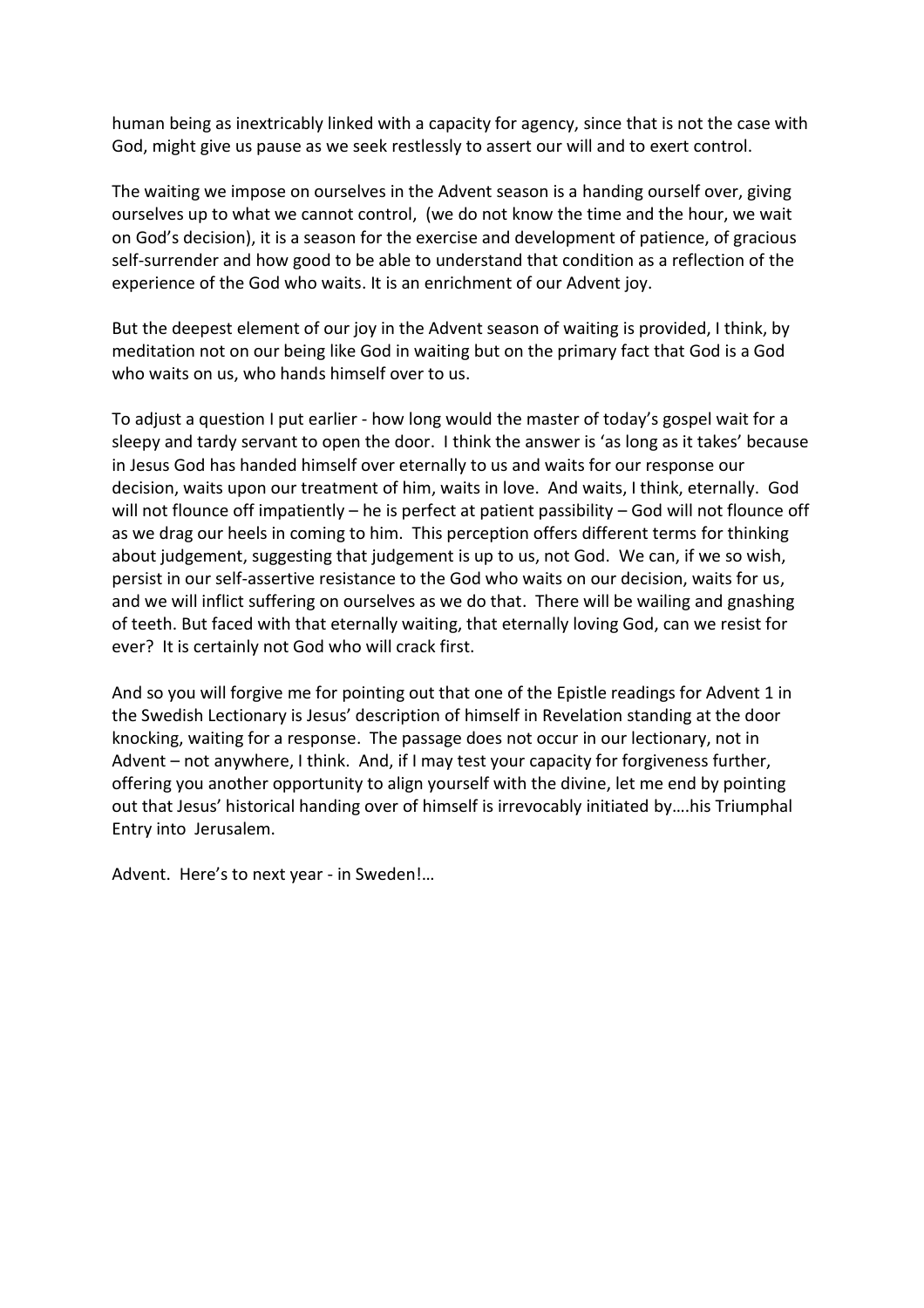human being as inextricably linked with a capacity for agency, since that is not the case with God, might give us pause as we seek restlessly to assert our will and to exert control.

The waiting we impose on ourselves in the Advent season is a handing ourself over, giving ourselves up to what we cannot control,  (we do not know the time and the hour, we wait on God's decision), it is a season for the exercise and development of patience, of gracious self-surrender and how good to be able to understand that condition as a reflection of the experience of the God who waits. It is an enrichment of our Advent joy.

But the deepest element of our joy in the Advent season of waiting is provided, I think, by meditation not on our being like God in waiting but on the primary fact that God is a God who waits on us, who hands himself over to us.

To adjust a question I put earlier - how long would the master of today's gospel wait for a sleepy and tardy servant to open the door.  I think the answer is 'as long as it takes' because in Jesus God has handed himself over eternally to us and waits for our response our decision, waits upon our treatment of him, waits in love.  And waits, I think, eternally.  God will not flounce off impatiently – he is perfect at patient passibility – God will not flounce off as we drag our heels in coming to him.  This perception offers different terms for thinking about judgement, suggesting that judgement is up to us, not God.  We can, if we so wish, persist in our self-assertive resistance to the God who waits on our decision, waits for us, and we will inflict suffering on ourselves as we do that.  There will be wailing and gnashing of teeth. But faced with that eternally waiting, that eternally loving God, can we resist for ever?  It is certainly not God who will crack first.

And so you will forgive me for pointing out that one of the Epistle readings for Advent 1 in the Swedish Lectionary is Jesus' description of himself in Revelation standing at the door knocking, waiting for a response.  The passage does not occur in our lectionary, not in Advent – not anywhere, I think.  And, if I may test your capacity for forgiveness further, offering you another opportunity to align yourself with the divine, let me end by pointing out that Jesus' historical handing over of himself is irrevocably initiated by….his Triumphal Entry into  Jerusalem.

Advent.  Here's to next year - in Sweden!…